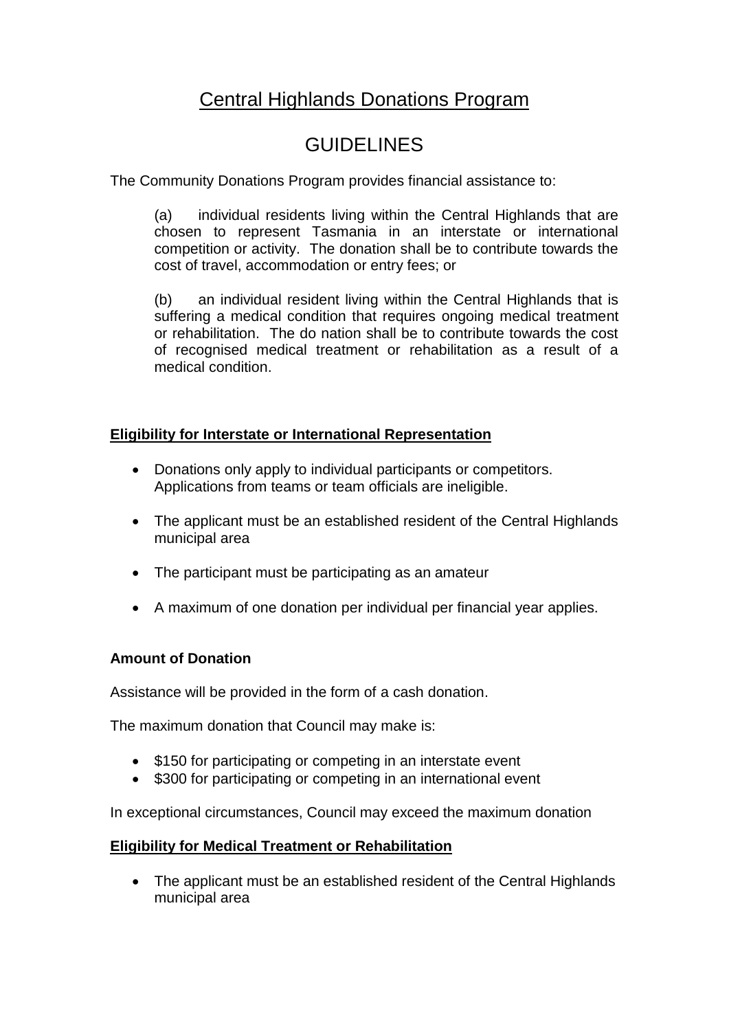# Central Highlands Donations Program

## GUIDELINES

The Community Donations Program provides financial assistance to:

(a) individual residents living within the Central Highlands that are chosen to represent Tasmania in an interstate or international competition or activity. The donation shall be to contribute towards the cost of travel, accommodation or entry fees; or

(b) an individual resident living within the Central Highlands that is suffering a medical condition that requires ongoing medical treatment or rehabilitation. The do nation shall be to contribute towards the cost of recognised medical treatment or rehabilitation as a result of a medical condition.

### Eligibility for Interstate or International Representation

- Donations only apply to individual participants or competitors. Applications from teams or team officials are ineligible.
- The applicant must be an established resident of the Central Highlands municipal area
- The participant must be participating as an amateur
- A maximum of one donation per individual per financial year applies.

### Amount of Donation

Assistance will be provided in the form of a cash donation.

The maximum donation that Council may make is:

- $150 for participating or competing in an interstate event
- $300 for participating or competing in an international event

In exceptional circumstances, Council may exceed the maximum donation

### Eligibility for Medical Treatment or Rehabilitation

- The applicant must be an established resident of the Central Highlands municipal area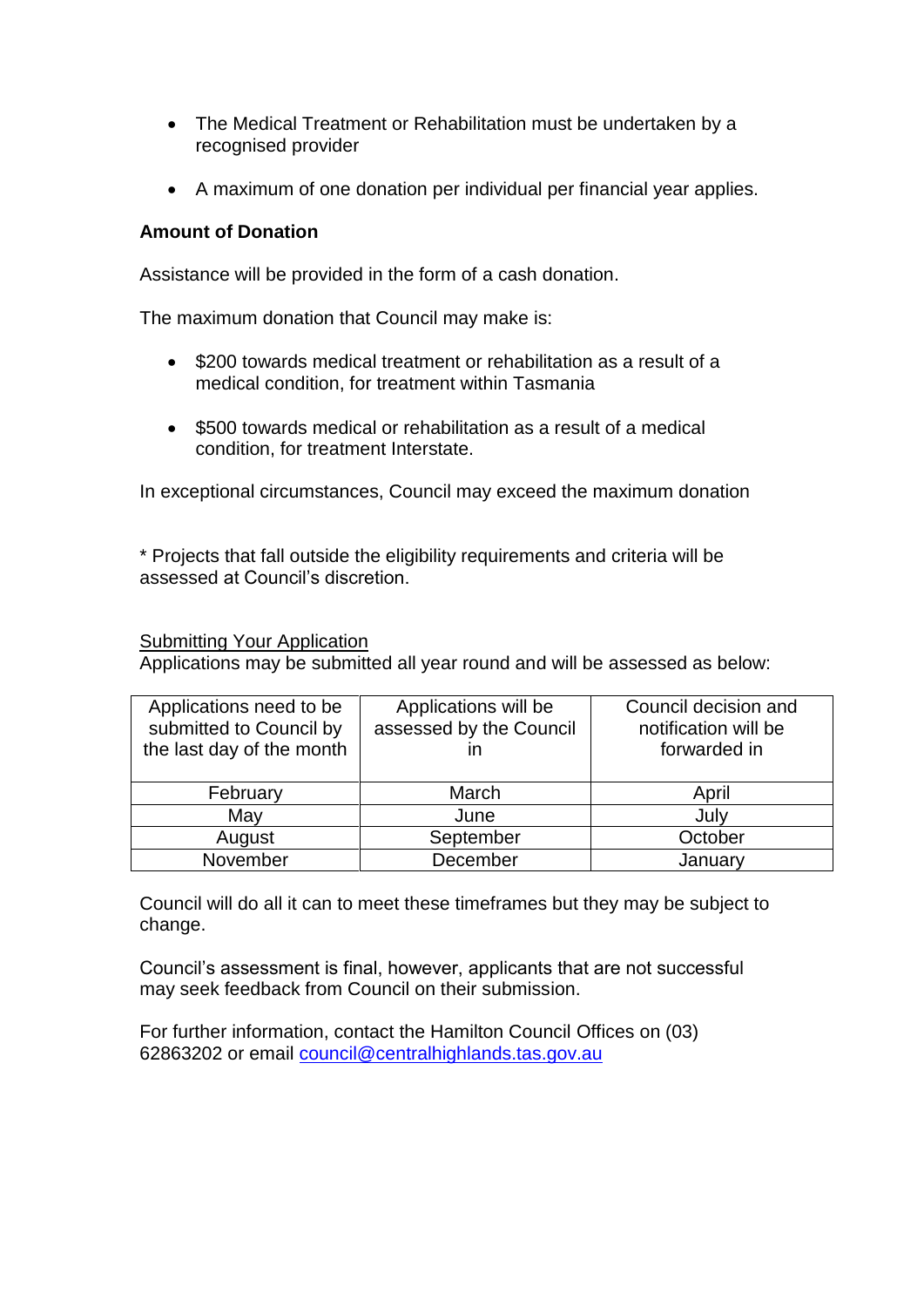- The Medical Treatment or Rehabilitation must be undertaken by a recognised provider
- A maximum of one donation per individual per financial year applies.

**Amount of Donation**

Assistance will be provided in the form of a cash donation.

The maximum donation that Council may make is:

- $200 towards medical treatment or rehabilitation as a result of a medical condition, for treatment within Tasmania
- $500 towards medical or rehabilitation as a result of a medical condition, for treatment Interstate.

In exceptional circumstances, Council may exceed the maximum donation

* Projects that fall outside the eligibility requirements and criteria will be assessed at Council's discretion.

Submitting Your Application

Applications may be submitted all year round and will be assessed as below:

| Applications need to be submitted to Council by the last day of the month | Applications will be assessed by the Council in | Council decision and notification will be forwarded in |
| --- | --- | --- |
| February | March | April |
| May | June | July |
| August | September | October |
| November | December | January |

Council will do all it can to meet these timeframes but they may be subject to change.

Council's assessment is final, however, applicants that are not successful may seek feedback from Council on their submission.

For further information, contact the Hamilton Council Offices on (03) 62863202 or email council@centralhighlands.tas.gov.au